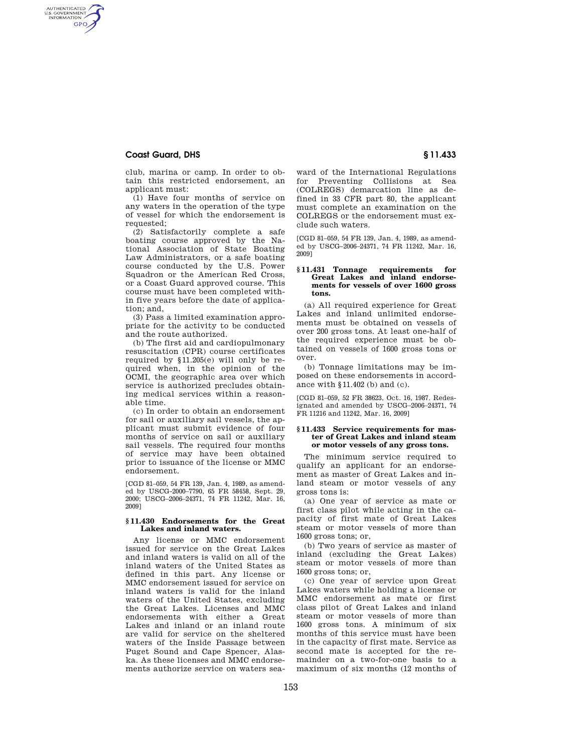club, marina or camp. In order to obtain this restricted endorsement, an applicant must:

(1) Have four months of service on any waters in the operation of the type of vessel for which the endorsement is requested;

(2) Satisfactorily complete a safe boating course approved by the National Association of State Boating Law Administrators, or a safe boating course conducted by the U.S. Power Squadron or the American Red Cross, or a Coast Guard approved course. This course must have been completed within five years before the date of application; and,

(3) Pass a limited examination appropriate for the activity to be conducted and the route authorized.

(b) The first aid and cardiopulmonary resuscitation (CPR) course certificates required by §11.205(e) will only be required when, in the opinion of the OCMI, the geographic area over which service is authorized precludes obtaining medical services within a reasonable time.

(c) In order to obtain an endorsement for sail or auxiliary sail vessels, the applicant must submit evidence of four months of service on sail or auxiliary sail vessels. The required four months of service may have been obtained prior to issuance of the license or MMC endorsement.

[CGD 81–059, 54 FR 139, Jan. 4, 1989, as amended by USCG–2000–7790, 65 FR 58458, Sept. 29, 2000; USCG–2006–24371, 74 FR 11242, Mar. 16, 2009]

### §11.430 Endorsements for the Great Lakes and inland waters.

Any license or MMC endorsement issued for service on the Great Lakes and inland waters is valid on all of the inland waters of the United States as defined in this part. Any license or MMC endorsement issued for service on inland waters is valid for the inland waters of the United States, excluding the Great Lakes. Licenses and MMC endorsements with either a Great Lakes and inland or an inland route are valid for service on the sheltered waters of the Inside Passage between Puget Sound and Cape Spencer, Alaska. As these licenses and MMC endorsements authorize service on waters seaward of the International Regulations for Preventing Collisions at Sea (COLREGS) demarcation line as defined in 33 CFR part 80, the applicant must complete an examination on the COLREGS or the endorsement must exclude such waters.

[CGD 81–059, 54 FR 139, Jan. 4, 1989, as amended by USCG–2006–24371, 74 FR 11242, Mar. 16, 2009]

### §11.431 Tonnage requirements for Great Lakes and inland endorsements for vessels of over 1600 gross tons.

(a) All required experience for Great Lakes and inland unlimited endorsements must be obtained on vessels of over 200 gross tons. At least one-half of the required experience must be obtained on vessels of 1600 gross tons or over.

(b) Tonnage limitations may be imposed on these endorsements in accordance with §11.402 (b) and (c).

[CGD 81–059, 52 FR 38623, Oct. 16, 1987. Redesignated and amended by USCG–2006–24371, 74 FR 11216 and 11242, Mar. 16, 2009]

### §11.433 Service requirements for master of Great Lakes and inland steam or motor vessels of any gross tons.

The minimum service required to qualify an applicant for an endorsement as master of Great Lakes and inland steam or motor vessels of any gross tons is:

(a) One year of service as mate or first class pilot while acting in the capacity of first mate of Great Lakes steam or motor vessels of more than 1600 gross tons; or,

(b) Two years of service as master of inland (excluding the Great Lakes) steam or motor vessels of more than 1600 gross tons; or,

(c) One year of service upon Great Lakes waters while holding a license or MMC endorsement as mate or first class pilot of Great Lakes and inland steam or motor vessels of more than 1600 gross tons. A minimum of six months of this service must have been in the capacity of first mate. Service as second mate is accepted for the remainder on a two-for-one basis to a maximum of six months (12 months of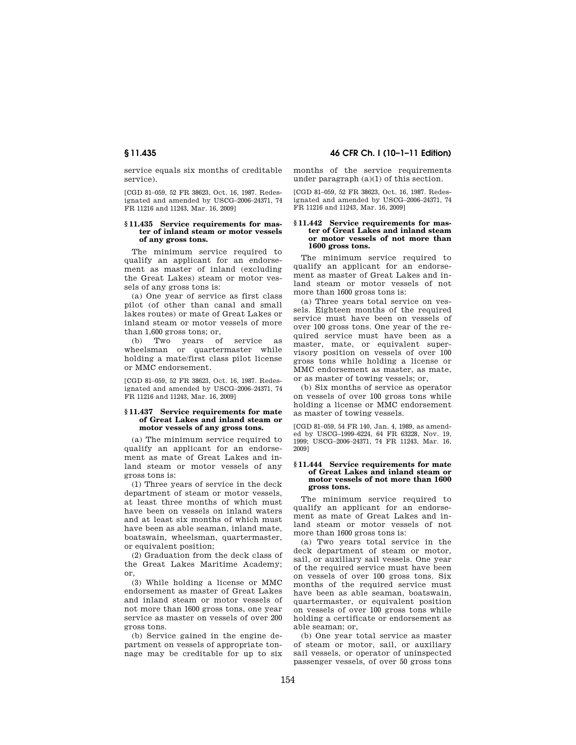service equals six months of creditable service).

[CGD 81–059, 52 FR 38623, Oct. 16, 1987. Redesignated and amended by USCG–2006–24371, 74 FR 11216 and 11243, Mar. 16, 2009]

### § 11.435 Service requirements for master of inland steam or motor vessels of any gross tons.

The minimum service required to qualify an applicant for an endorsement as master of inland (excluding the Great Lakes) steam or motor vessels of any gross tons is:

(a) One year of service as first class pilot (of other than canal and small lakes routes) or mate of Great Lakes or inland steam or motor vessels of more than 1,600 gross tons; or,

(b) Two years of service as wheelsman or quartermaster while holding a mate/first class pilot license or MMC endorsement.

[CGD 81–059, 52 FR 38623, Oct. 16, 1987. Redesignated and amended by USCG–2006–24371, 74 FR 11216 and 11243, Mar. 16, 2009]

### § 11.437 Service requirements for mate of Great Lakes and inland steam or motor vessels of any gross tons.

(a) The minimum service required to qualify an applicant for an endorsement as mate of Great Lakes and inland steam or motor vessels of any gross tons is:

(1) Three years of service in the deck department of steam or motor vessels, at least three months of which must have been on vessels on inland waters and at least six months of which must have been as able seaman, inland mate, boatswain, wheelsman, quartermaster, or equivalent position;

(2) Graduation from the deck class of the Great Lakes Maritime Academy; or,

(3) While holding a license or MMC endorsement as master of Great Lakes and inland steam or motor vessels of not more than 1600 gross tons, one year service as master on vessels of over 200 gross tons.

(b) Service gained in the engine department on vessels of appropriate tonnage may be creditable for up to six months of the service requirements under paragraph (a)(1) of this section.

[CGD 81–059, 52 FR 38623, Oct. 16, 1987. Redesignated and amended by USCG–2006–24371, 74 FR 11216 and 11243, Mar. 16, 2009]

### § 11.442 Service requirements for master of Great Lakes and inland steam or motor vessels of not more than 1600 gross tons.

The minimum service required to qualify an applicant for an endorsement as master of Great Lakes and inland steam or motor vessels of not more than 1600 gross tons is:

(a) Three years total service on vessels. Eighteen months of the required service must have been on vessels of over 100 gross tons. One year of the required service must have been as a master, mate, or equivalent supervisory position on vessels of over 100 gross tons while holding a license or MMC endorsement as master, as mate, or as master of towing vessels; or,

(b) Six months of service as operator on vessels of over 100 gross tons while holding a license or MMC endorsement as master of towing vessels.

[CGD 81–059, 54 FR 140, Jan. 4, 1989, as amended by USCG–1999–6224, 64 FR 63228, Nov. 19, 1999; USCG–2006–24371, 74 FR 11243, Mar. 16, 2009]

### § 11.444 Service requirements for mate of Great Lakes and inland steam or motor vessels of not more than 1600 gross tons.

The minimum service required to qualify an applicant for an endorsement as mate of Great Lakes and inland steam or motor vessels of not more than 1600 gross tons is:

(a) Two years total service in the deck department of steam or motor, sail, or auxiliary sail vessels. One year of the required service must have been on vessels of over 100 gross tons. Six months of the required service must have been as able seaman, boatswain, quartermaster, or equivalent position on vessels of over 100 gross tons while holding a certificate or endorsement as able seaman; or,

(b) One year total service as master of steam or motor, sail, or auxiliary sail vessels, or operator of uninspected passenger vessels, of over 50 gross tons